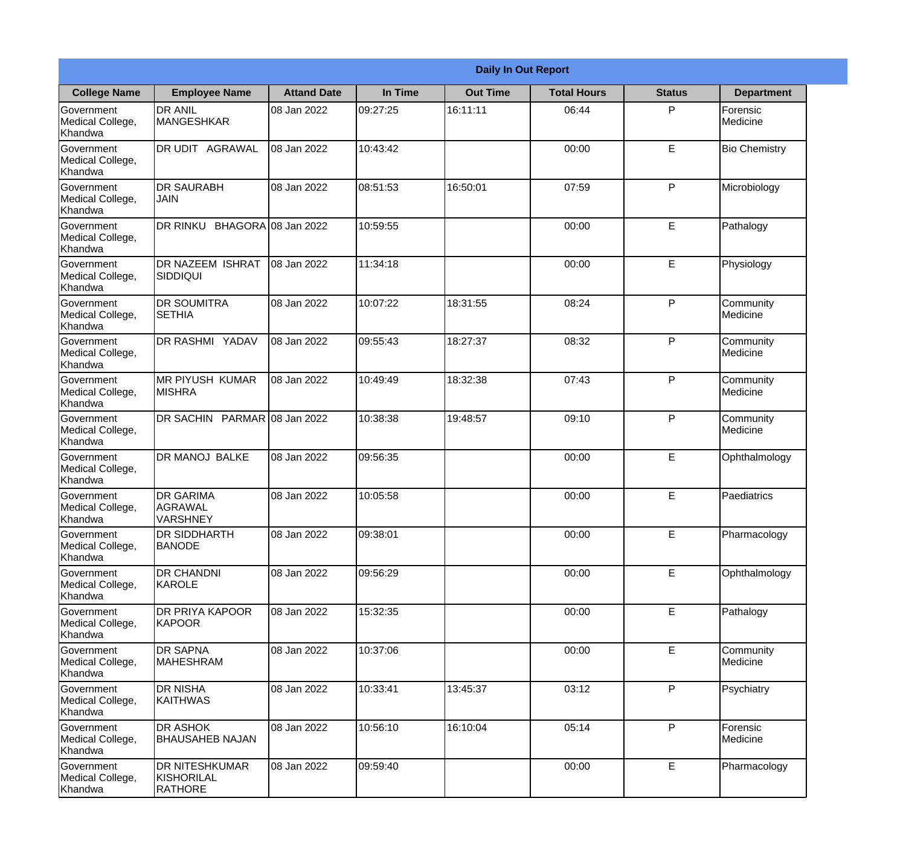**Daily In Out Report**

| College Name | Employee Name | Attand Date | In Time | Out Time | Total Hours | Status | Department |
|---|---|---|---|---|---|---|---|
| Government Medical College, Khandwa | DR ANIL MANGESHKAR | 08 Jan 2022 | 09:27:25 | 16:11:11 | 06:44 | P | Forensic Medicine |
| Government Medical College, Khandwa | DR UDIT AGRAWAL | 08 Jan 2022 | 10:43:42 | | 00:00 | E | Bio Chemistry |
| Government Medical College, Khandwa | DR SAURABH JAIN | 08 Jan 2022 | 08:51:53 | 16:50:01 | 07:59 | P | Microbiology |
| Government Medical College, Khandwa | DR RINKU BHAGORA | 08 Jan 2022 | 10:59:55 | | 00:00 | E | Pathalogy |
| Government Medical College, Khandwa | DR NAZEEM ISHRAT SIDDIQUI | 08 Jan 2022 | 11:34:18 | | 00:00 | E | Physiology |
| Government Medical College, Khandwa | DR SOUMITRA SETHIA | 08 Jan 2022 | 10:07:22 | 18:31:55 | 08:24 | P | Community Medicine |
| Government Medical College, Khandwa | DR RASHMI YADAV | 08 Jan 2022 | 09:55:43 | 18:27:37 | 08:32 | P | Community Medicine |
| Government Medical College, Khandwa | MR PIYUSH KUMAR MISHRA | 08 Jan 2022 | 10:49:49 | 18:32:38 | 07:43 | P | Community Medicine |
| Government Medical College, Khandwa | DR SACHIN PARMAR | 08 Jan 2022 | 10:38:38 | 19:48:57 | 09:10 | P | Community Medicine |
| Government Medical College, Khandwa | DR MANOJ BALKE | 08 Jan 2022 | 09:56:35 | | 00:00 | E | Ophthalmology |
| Government Medical College, Khandwa | DR GARIMA AGRAWAL VARSHNEY | 08 Jan 2022 | 10:05:58 | | 00:00 | E | Paediatrics |
| Government Medical College, Khandwa | DR SIDDHARTH BANODE | 08 Jan 2022 | 09:38:01 | | 00:00 | E | Pharmacology |
| Government Medical College, Khandwa | DR CHANDNI KAROLE | 08 Jan 2022 | 09:56:29 | | 00:00 | E | Ophthalmology |
| Government Medical College, Khandwa | DR PRIYA KAPOOR KAPOOR | 08 Jan 2022 | 15:32:35 | | 00:00 | E | Pathalogy |
| Government Medical College, Khandwa | DR SAPNA MAHESHRAM | 08 Jan 2022 | 10:37:06 | | 00:00 | E | Community Medicine |
| Government Medical College, Khandwa | DR NISHA KAITHWAS | 08 Jan 2022 | 10:33:41 | 13:45:37 | 03:12 | P | Psychiatry |
| Government Medical College, Khandwa | DR ASHOK BHAUSAHEB NAJAN | 08 Jan 2022 | 10:56:10 | 16:10:04 | 05:14 | P | Forensic Medicine |
| Government Medical College, Khandwa | DR NITESHKUMAR KISHORILAL RATHORE | 08 Jan 2022 | 09:59:40 | | 00:00 | E | Pharmacology |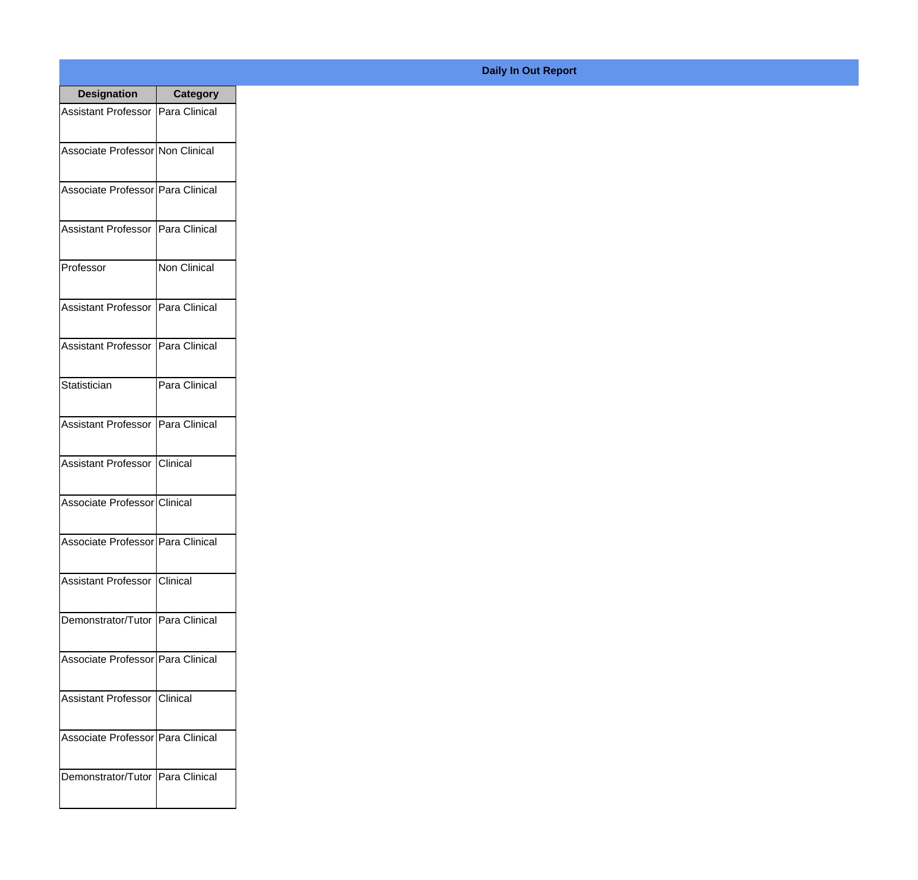**Daily In Out Report**

| Designation | Category |
| --- | --- |
| Assistant Professor | Para Clinical |
| Associate Professor | Non Clinical |
| Associate Professor | Para Clinical |
| Assistant Professor | Para Clinical |
| Professor | Non Clinical |
| Assistant Professor | Para Clinical |
| Assistant Professor | Para Clinical |
| Statistician | Para Clinical |
| Assistant Professor | Para Clinical |
| Assistant Professor | Clinical |
| Associate Professor | Clinical |
| Associate Professor | Para Clinical |
| Assistant Professor | Clinical |
| Demonstrator/Tutor | Para Clinical |
| Associate Professor | Para Clinical |
| Assistant Professor | Clinical |
| Associate Professor | Para Clinical |
| Demonstrator/Tutor | Para Clinical |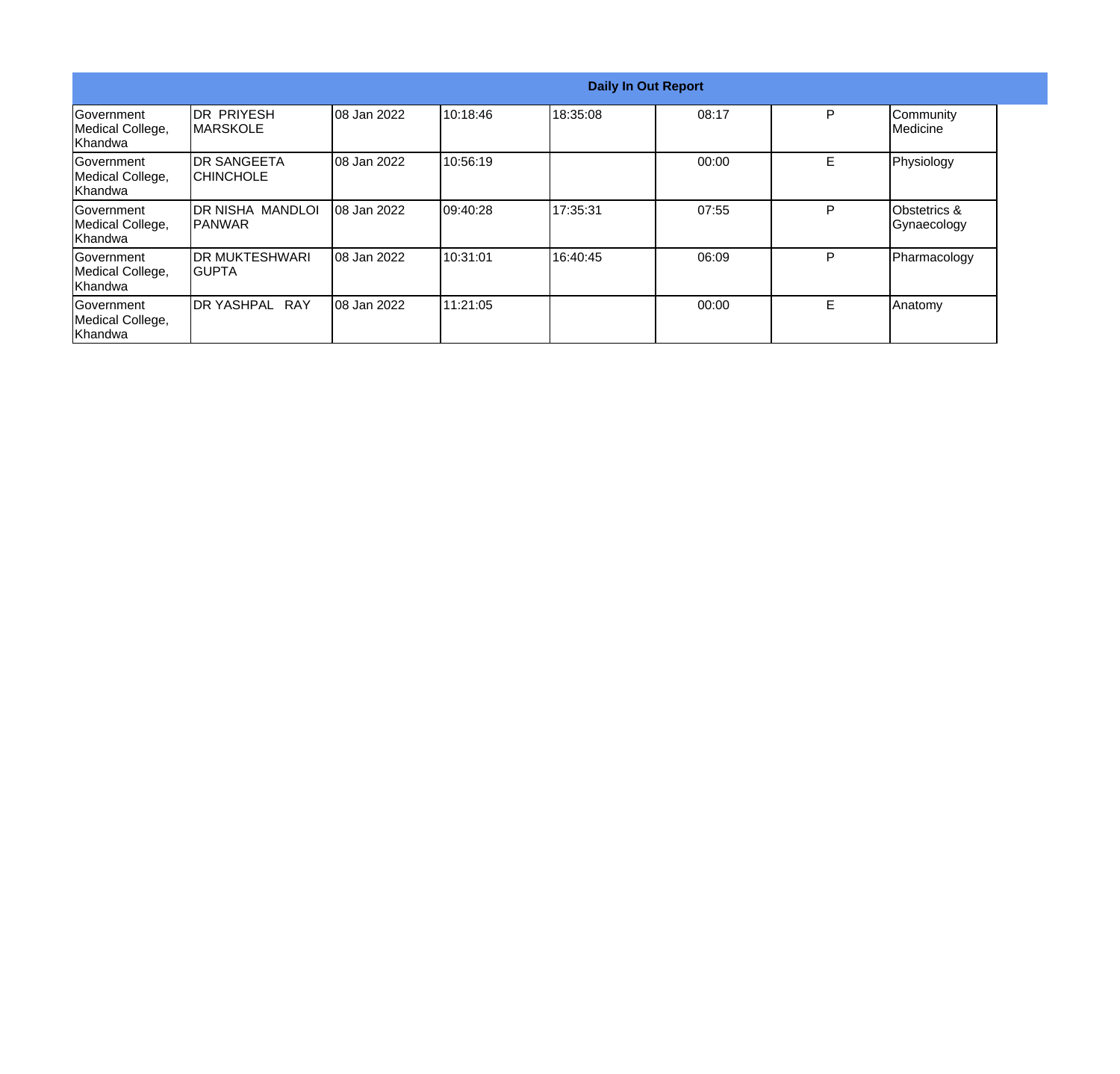| Daily In Out Report | | | | | | | |
|---|---|---|---|---|---|---|---|
| Government Medical College, Khandwa | DR PRIYESH MARSKOLE | 08 Jan 2022 | 10:18:46 | 18:35:08 | 08:17 | P | Community Medicine |
| Government Medical College, Khandwa | DR SANGEETA CHINCHOLE | 08 Jan 2022 | 10:56:19 | | 00:00 | E | Physiology |
| Government Medical College, Khandwa | DR NISHA MANDLOI PANWAR | 08 Jan 2022 | 09:40:28 | 17:35:31 | 07:55 | P | Obstetrics & Gynaecology |
| Government Medical College, Khandwa | DR MUKTESHWARI GUPTA | 08 Jan 2022 | 10:31:01 | 16:40:45 | 06:09 | P | Pharmacology |
| Government Medical College, Khandwa | DR YASHPAL RAY | 08 Jan 2022 | 11:21:05 | | 00:00 | E | Anatomy |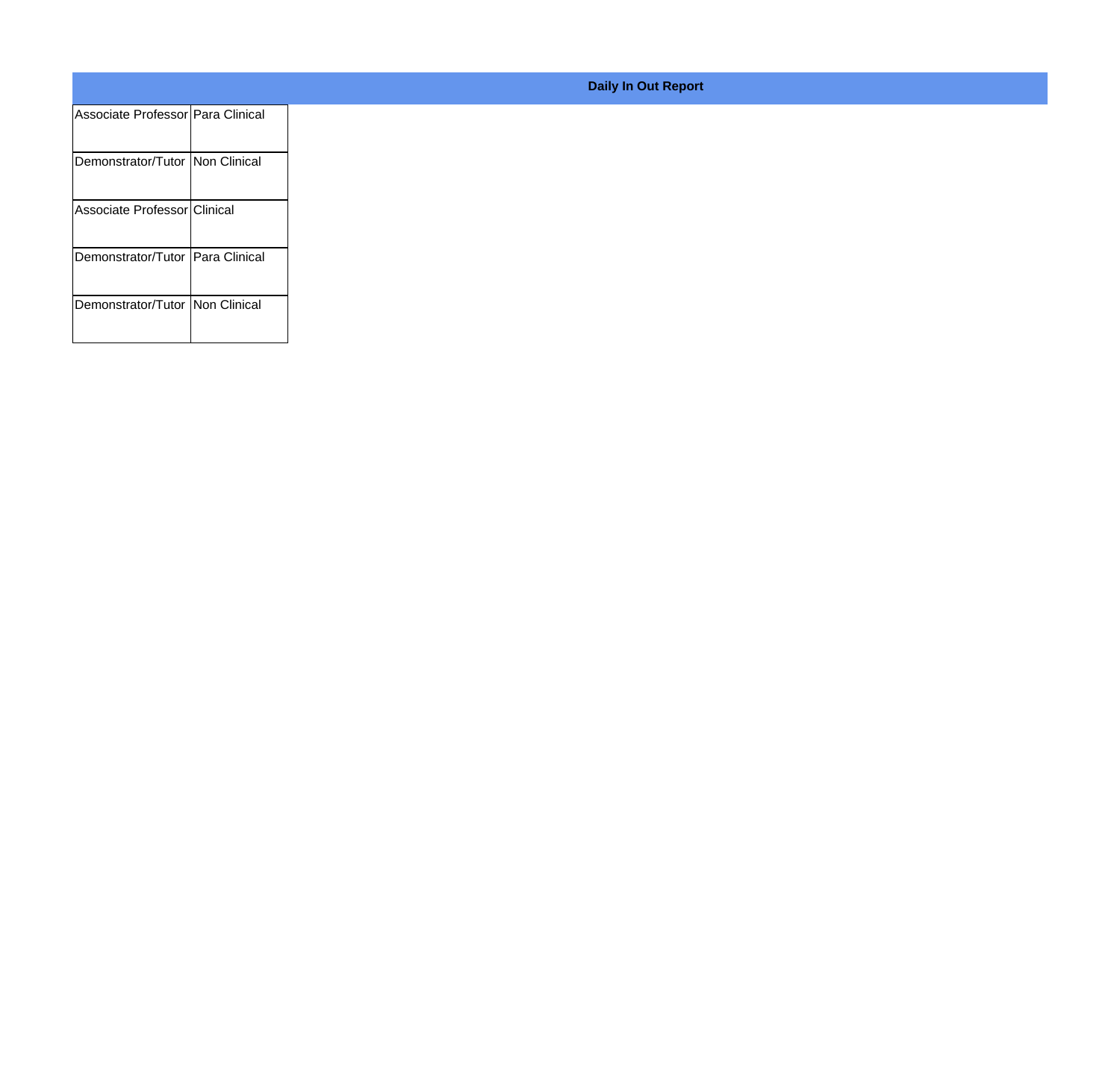**Daily In Out Report**

| | |
|---|---|
| Associate Professor | Para Clinical |
| Demonstrator/Tutor | Non Clinical |
| Associate Professor | Clinical |
| Demonstrator/Tutor | Para Clinical |
| Demonstrator/Tutor | Non Clinical |